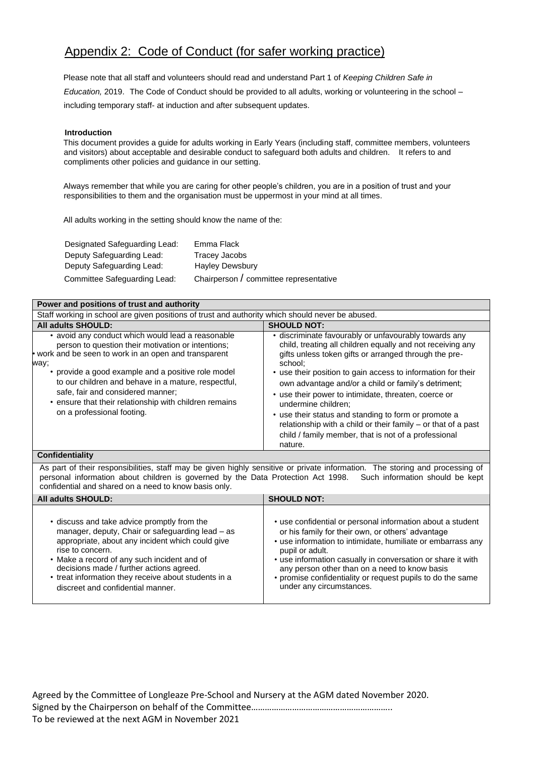## Appendix 2: Code of Conduct (for safer working practice)

Please note that all staff and volunteers should read and understand Part 1 of *Keeping Children Safe in Education,* 2019. The Code of Conduct should be provided to all adults, working or volunteering in the school – including temporary staff- at induction and after subsequent updates.

**Introduction**

This document provides a guide for adults working in Early Years (including staff, committee members, volunteers and visitors) about acceptable and desirable conduct to safeguard both adults and children. It refers to and compliments other policies and guidance in our setting.

Always remember that while you are caring for other people's children, you are in a position of trust and your responsibilities to them and the organisation must be uppermost in your mind at all times.

All adults working in the setting should know the name of the:

| | |
|---|---|
| Designated Safeguarding Lead: | Emma Flack |
| Deputy Safeguarding Lead: | Tracey Jacobs |
| Deputy Safeguarding Lead: | Hayley Dewsbury |
| Committee Safeguarding Lead: | Chairperson / committee representative |

| **Power and positions of trust and authority** | |
|---|---|
| Staff working in school are given positions of trust and authority which should never be abused. | |
| **All adults SHOULD:** | **SHOULD NOT:** |
| • avoid any conduct which would lead a reasonable person to question their motivation or intentions;<br>• work and be seen to work in an open and transparent way;<br>• provide a good example and a positive role model to our children and behave in a mature, respectful, safe, fair and considered manner;<br>• ensure that their relationship with children remains on a professional footing. | • discriminate favourably or unfavourably towards any child, treating all children equally and not receiving any gifts unless token gifts or arranged through the pre-school;<br>• use their position to gain access to information for their own advantage and/or a child or family's detriment;<br>• use their power to intimidate, threaten, coerce or undermine children;<br>• use their status and standing to form or promote a relationship with a child or their family – or that of a past child / family member, that is not of a professional nature. |
| **Confidentiality** | |
| As part of their responsibilities, staff may be given highly sensitive or private information. The storing and processing of personal information about children is governed by the Data Protection Act 1998. Such information should be kept confidential and shared on a need to know basis only. | |
| **All adults SHOULD:** | **SHOULD NOT:** |
| • discuss and take advice promptly from the manager, deputy, Chair or safeguarding lead – as appropriate, about any incident which could give rise to concern.<br>• Make a record of any such incident and of decisions made / further actions agreed.<br>• treat information they receive about students in a discreet and confidential manner. | • use confidential or personal information about a student or his family for their own, or others' advantage<br>• use information to intimidate, humiliate or embarrass any pupil or adult.<br>• use information casually in conversation or share it with any person other than on a need to know basis<br>• promise confidentiality or request pupils to do the same under any circumstances. |

Agreed by the Committee of Longleaze Pre-School and Nursery at the AGM dated November 2020.
Signed by the Chairperson on behalf of the Committee……………………………………………………..
To be reviewed at the next AGM in November 2021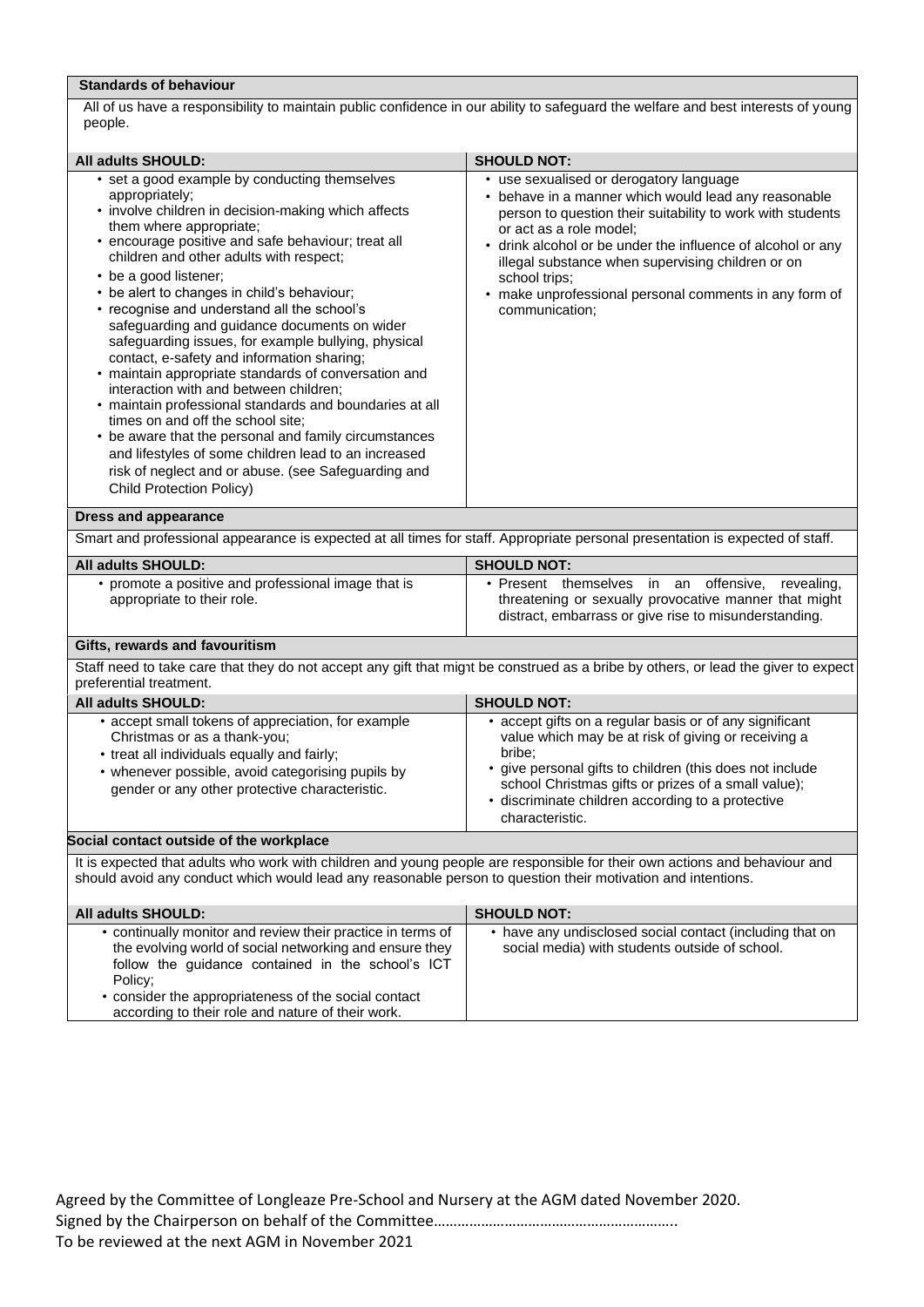### Standards of behaviour

All of us have a responsibility to maintain public confidence in our ability to safeguard the welfare and best interests of young people.

| All adults SHOULD: | SHOULD NOT: |
|---|---|
| • set a good example by conducting themselves appropriately;<br>• involve children in decision-making which affects them where appropriate;<br>• encourage positive and safe behaviour; treat all children and other adults with respect;<br>• be a good listener;<br>• be alert to changes in child's behaviour;<br>• recognise and understand all the school's safeguarding and guidance documents on wider safeguarding issues, for example bullying, physical contact, e-safety and information sharing;<br>• maintain appropriate standards of conversation and interaction with and between children;<br>• maintain professional standards and boundaries at all times on and off the school site;<br>• be aware that the personal and family circumstances and lifestyles of some children lead to an increased risk of neglect and or abuse. (see Safeguarding and Child Protection Policy) | • use sexualised or derogatory language<br>• behave in a manner which would lead any reasonable person to question their suitability to work with students or act as a role model;<br>• drink alcohol or be under the influence of alcohol or any illegal substance when supervising children or on school trips;<br>• make unprofessional personal comments in any form of communication; |

### Dress and appearance

Smart and professional appearance is expected at all times for staff. Appropriate personal presentation is expected of staff.

| All adults SHOULD: | SHOULD NOT: |
|---|---|
| • promote a positive and professional image that is appropriate to their role. | • Present themselves in an offensive, revealing, threatening or sexually provocative manner that might distract, embarrass or give rise to misunderstanding. |

### Gifts, rewards and favouritism

Staff need to take care that they do not accept any gift that might be construed as a bribe by others, or lead the giver to expect preferential treatment.

| All adults SHOULD: | SHOULD NOT: |
|---|---|
| • accept small tokens of appreciation, for example Christmas or as a thank-you;<br>• treat all individuals equally and fairly;<br>• whenever possible, avoid categorising pupils by gender or any other protective characteristic. | • accept gifts on a regular basis or of any significant value which may be at risk of giving or receiving a bribe;<br>• give personal gifts to children (this does not include school Christmas gifts or prizes of a small value);<br>• discriminate children according to a protective characteristic. |

### Social contact outside of the workplace

It is expected that adults who work with children and young people are responsible for their own actions and behaviour and should avoid any conduct which would lead any reasonable person to question their motivation and intentions.

| All adults SHOULD: | SHOULD NOT: |
|---|---|
| • continually monitor and review their practice in terms of the evolving world of social networking and ensure they follow the guidance contained in the school's ICT Policy;<br>• consider the appropriateness of the social contact according to their role and nature of their work. | • have any undisclosed social contact (including that on social media) with students outside of school. |

Agreed by the Committee of Longleaze Pre-School and Nursery at the AGM dated November 2020.
Signed by the Chairperson on behalf of the Committee……………………………………………………..
To be reviewed at the next AGM in November 2021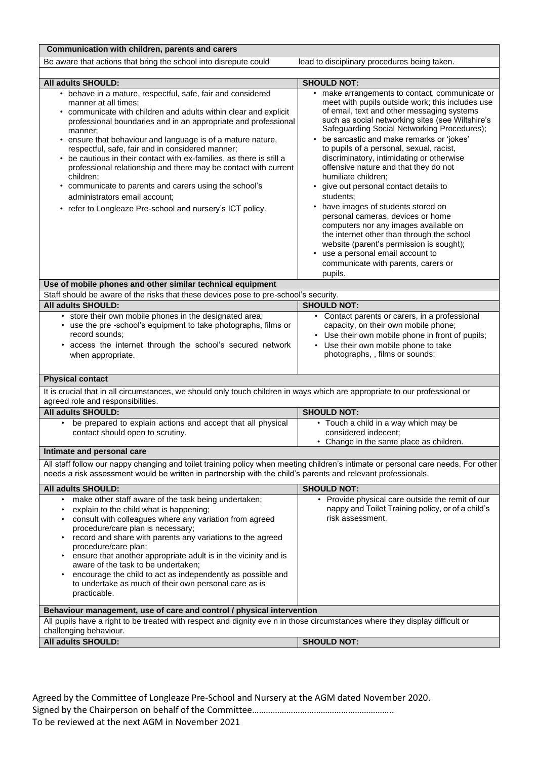| Communication with children, parents and carers | |
|---|---|
| Be aware that actions that bring the school into disrepute could | lead to disciplinary procedures being taken. |
| | |
| **All adults SHOULD:** | **SHOULD NOT:** |
| • behave in a mature, respectful, safe, fair and considered manner at all times;<br>• communicate with children and adults within clear and explicit professional boundaries and in an appropriate and professional manner;<br>• ensure that behaviour and language is of a mature nature, respectful, safe, fair and in considered manner;<br>• be cautious in their contact with ex-families, as there is still a professional relationship and there may be contact with current children;<br>• communicate to parents and carers using the school's administrators email account;<br>• refer to Longleaze Pre-school and nursery's ICT policy. | • make arrangements to contact, communicate or meet with pupils outside work; this includes use of email, text and other messaging systems such as social networking sites (see Wiltshire's Safeguarding Social Networking Procedures);<br>• be sarcastic and make remarks or 'jokes' to pupils of a personal, sexual, racist, discriminatory, intimidating or otherwise offensive nature and that they do not humiliate children;<br>• give out personal contact details to students;<br>• have images of students stored on personal cameras, devices or home computers nor any images available on the internet other than through the school website (parent's permission is sought);<br>• use a personal email account to communicate with parents, carers or pupils. |
| **Use of mobile phones and other similar technical equipment** | |
| Staff should be aware of the risks that these devices pose to pre-school's security. | |
| **All adults SHOULD:** | **SHOULD NOT:** |
| • store their own mobile phones in the designated area;<br>• use the pre -school's equipment to take photographs, films or record sounds;<br>• access the internet through the school's secured network when appropriate. | • Contact parents or carers, in a professional capacity, on their own mobile phone;<br>• Use their own mobile phone in front of pupils;<br>• Use their own mobile phone to take photographs, , films or sounds; |
| **Physical contact** | |
| It is crucial that in all circumstances, we should only touch children in ways which are appropriate to our professional or agreed role and responsibilities. | |
| **All adults SHOULD:** | **SHOULD NOT:** |
| • be prepared to explain actions and accept that all physical contact should open to scrutiny. | • Touch a child in a way which may be considered indecent;<br>• Change in the same place as children. |
| **Intimate and personal care** | |
| All staff follow our nappy changing and toilet training policy when meeting children's intimate or personal care needs. For other needs a risk assessment would be written in partnership with the child's parents and relevant professionals. | |
| **All adults SHOULD:** | **SHOULD NOT:** |
| • make other staff aware of the task being undertaken;<br>• explain to the child what is happening;<br>• consult with colleagues where any variation from agreed procedure/care plan is necessary;<br>• record and share with parents any variations to the agreed procedure/care plan;<br>• ensure that another appropriate adult is in the vicinity and is aware of the task to be undertaken;<br>• encourage the child to act as independently as possible and to undertake as much of their own personal care as is practicable. | • Provide physical care outside the remit of our nappy and Toilet Training policy, or of a child's risk assessment. |
| **Behaviour management, use of care and control / physical intervention** | |
| All pupils have a right to be treated with respect and dignity eve n in those circumstances where they display difficult or challenging behaviour. | |
| **All adults SHOULD:** | **SHOULD NOT:** |

Agreed by the Committee of Longleaze Pre-School and Nursery at the AGM dated November 2020.
Signed by the Chairperson on behalf of the Committee……………………………………………………..
To be reviewed at the next AGM in November 2021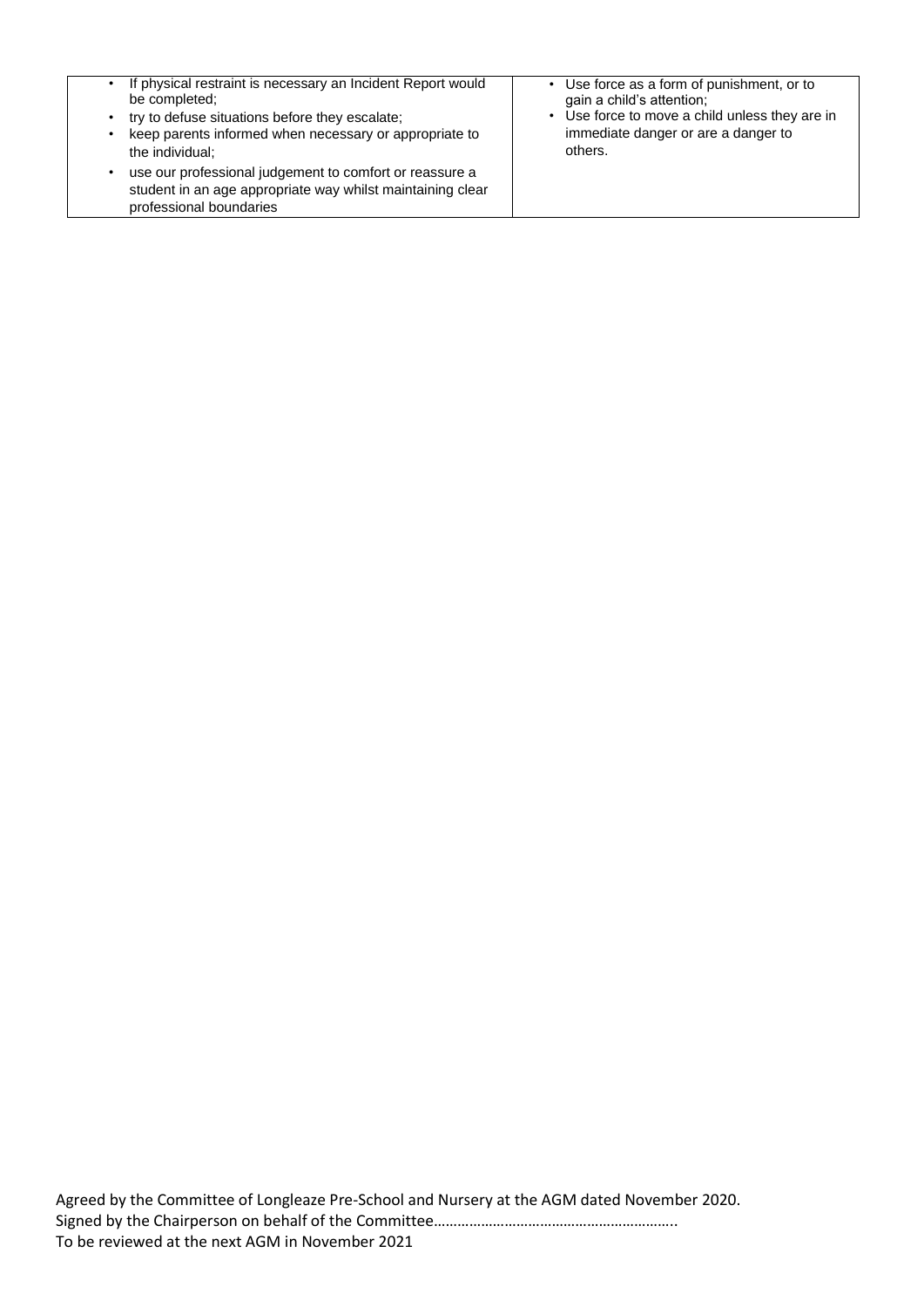| | |
|---|---|
| • If physical restraint is necessary an Incident Report would be completed;<br>• try to defuse situations before they escalate;<br>• keep parents informed when necessary or appropriate to the individual;<br>• use our professional judgement to comfort or reassure a student in an age appropriate way whilst maintaining clear professional boundaries | • Use force as a form of punishment, or to gain a child's attention;<br>• Use force to move a child unless they are in immediate danger or are a danger to others. |

Agreed by the Committee of Longleaze Pre-School and Nursery at the AGM dated November 2020.
Signed by the Chairperson on behalf of the Committee……………………………………………………..
To be reviewed at the next AGM in November 2021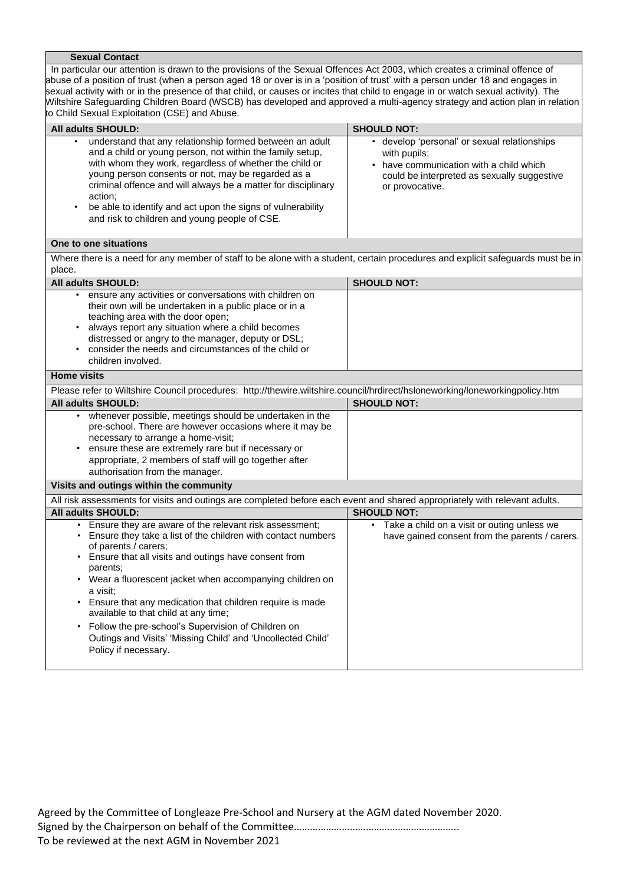| **Sexual Contact** | |
|---|---|
| In particular our attention is drawn to the provisions of the Sexual Offences Act 2003, which creates a criminal offence of abuse of a position of trust (when a person aged 18 or over is in a 'position of trust' with a person under 18 and engages in sexual activity with or in the presence of that child, or causes or incites that child to engage in or watch sexual activity). The Wiltshire Safeguarding Children Board (WSCB) has developed and approved a multi-agency strategy and action plan in relation to Child Sexual Exploitation (CSE) and Abuse. | |
| **All adults SHOULD:** | **SHOULD NOT:** |
| • understand that any relationship formed between an adult and a child or young person, not within the family setup, with whom they work, regardless of whether the child or young person consents or not, may be regarded as a criminal offence and will always be a matter for disciplinary action;<br>• be able to identify and act upon the signs of vulnerability and risk to children and young people of CSE. | • develop 'personal' or sexual relationships with pupils;<br>• have communication with a child which could be interpreted as sexually suggestive or provocative. |
| **One to one situations** | |
| Where there is a need for any member of staff to be alone with a student, certain procedures and explicit safeguards must be in place. | |
| **All adults SHOULD:** | **SHOULD NOT:** |
| • ensure any activities or conversations with children on their own will be undertaken in a public place or in a teaching area with the door open;<br>• always report any situation where a child becomes distressed or angry to the manager, deputy or DSL;<br>• consider the needs and circumstances of the child or children involved. | |
| **Home visits** | |
| Please refer to Wiltshire Council procedures: http://thewire.wiltshire.council/hrdirect/hsloneworking/loneworkingpolicy.htm | |
| **All adults SHOULD:** | **SHOULD NOT:** |
| • whenever possible, meetings should be undertaken in the pre-school. There are however occasions where it may be necessary to arrange a home-visit;<br>• ensure these are extremely rare but if necessary or appropriate, 2 members of staff will go together after authorisation from the manager. | |
| **Visits and outings within the community** | |
| All risk assessments for visits and outings are completed before each event and shared appropriately with relevant adults. | |
| **All adults SHOULD:** | **SHOULD NOT:** |
| • Ensure they are aware of the relevant risk assessment;<br>• Ensure they take a list of the children with contact numbers of parents / carers;<br>• Ensure that all visits and outings have consent from parents;<br>• Wear a fluorescent jacket when accompanying children on a visit;<br>• Ensure that any medication that children require is made available to that child at any time;<br>• Follow the pre-school's Supervision of Children on Outings and Visits' 'Missing Child' and 'Uncollected Child' Policy if necessary. | • Take a child on a visit or outing unless we have gained consent from the parents / carers. |

Agreed by the Committee of Longleaze Pre-School and Nursery at the AGM dated November 2020.
Signed by the Chairperson on behalf of the Committee…………………………………………………..
To be reviewed at the next AGM in November 2021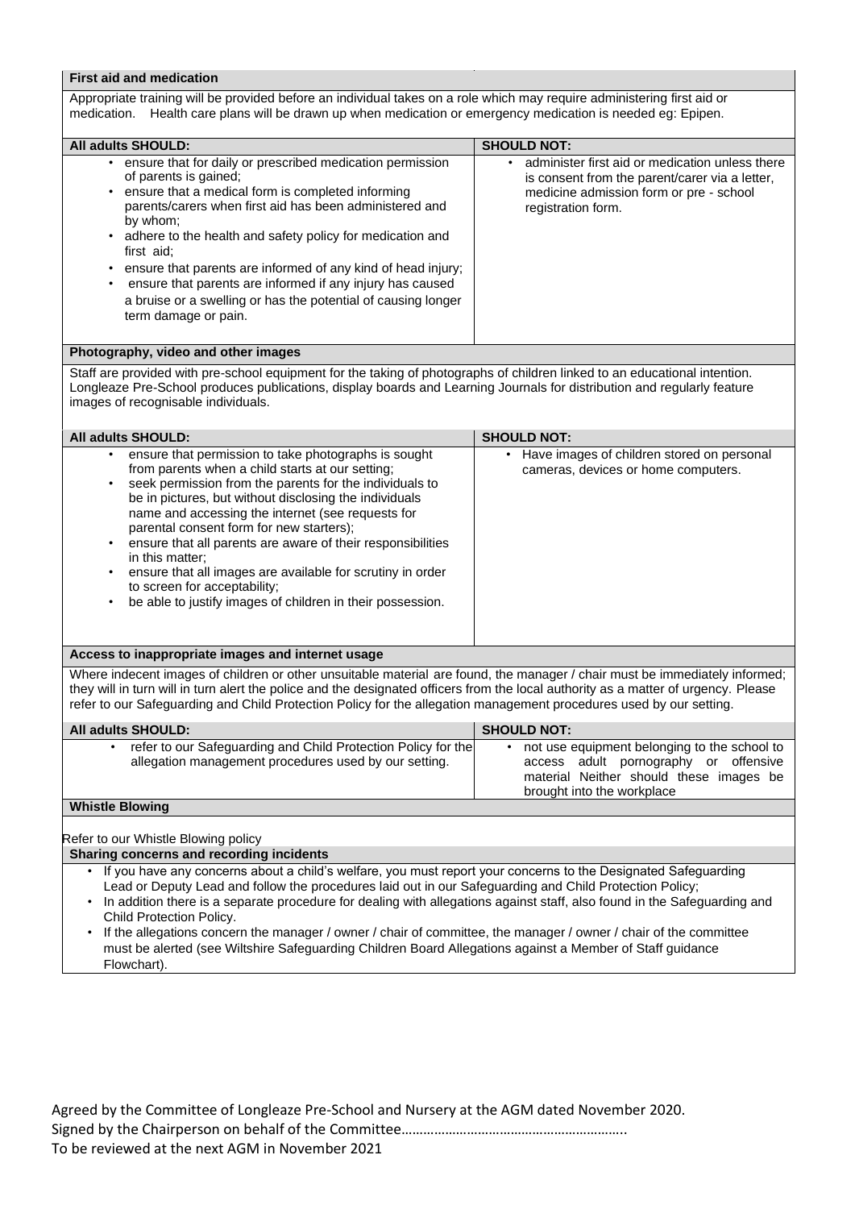### First aid and medication

Appropriate training will be provided before an individual takes on a role which may require administering first aid or medication. Health care plans will be drawn up when medication or emergency medication is needed eg: Epipen.

| All adults SHOULD: | SHOULD NOT: |
|---|---|
| • ensure that for daily or prescribed medication permission of parents is gained;<br>• ensure that a medical form is completed informing parents/carers when first aid has been administered and by whom;<br>• adhere to the health and safety policy for medication and first aid;<br>• ensure that parents are informed of any kind of head injury;<br>• ensure that parents are informed if any injury has caused a bruise or a swelling or has the potential of causing longer term damage or pain. | • administer first aid or medication unless there is consent from the parent/carer via a letter, medicine admission form or pre - school registration form. |

### Photography, video and other images

Staff are provided with pre-school equipment for the taking of photographs of children linked to an educational intention. Longleaze Pre-School produces publications, display boards and Learning Journals for distribution and regularly feature images of recognisable individuals.

| All adults SHOULD: | SHOULD NOT: |
|---|---|
| • ensure that permission to take photographs is sought from parents when a child starts at our setting;<br>• seek permission from the parents for the individuals to be in pictures, but without disclosing the individuals name and accessing the internet (see requests for parental consent form for new starters);<br>• ensure that all parents are aware of their responsibilities in this matter;<br>• ensure that all images are available for scrutiny in order to screen for acceptability;<br>• be able to justify images of children in their possession. | • Have images of children stored on personal cameras, devices or home computers. |

### Access to inappropriate images and internet usage

Where indecent images of children or other unsuitable material are found, the manager / chair must be immediately informed; they will in turn will in turn alert the police and the designated officers from the local authority as a matter of urgency. Please refer to our Safeguarding and Child Protection Policy for the allegation management procedures used by our setting.

| All adults SHOULD: | SHOULD NOT: |
|---|---|
| • refer to our Safeguarding and Child Protection Policy for the allegation management procedures used by our setting. | • not use equipment belonging to the school to access adult pornography or offensive material Neither should these images be brought into the workplace |

### Whistle Blowing

Refer to our Whistle Blowing policy

### Sharing concerns and recording incidents

- If you have any concerns about a child's welfare, you must report your concerns to the Designated Safeguarding Lead or Deputy Lead and follow the procedures laid out in our Safeguarding and Child Protection Policy;
- In addition there is a separate procedure for dealing with allegations against staff, also found in the Safeguarding and Child Protection Policy.
- If the allegations concern the manager / owner / chair of committee, the manager / owner / chair of the committee must be alerted (see Wiltshire Safeguarding Children Board Allegations against a Member of Staff guidance Flowchart).

Agreed by the Committee of Longleaze Pre-School and Nursery at the AGM dated November 2020.
Signed by the Chairperson on behalf of the Committee……………………………………………………..
To be reviewed at the next AGM in November 2021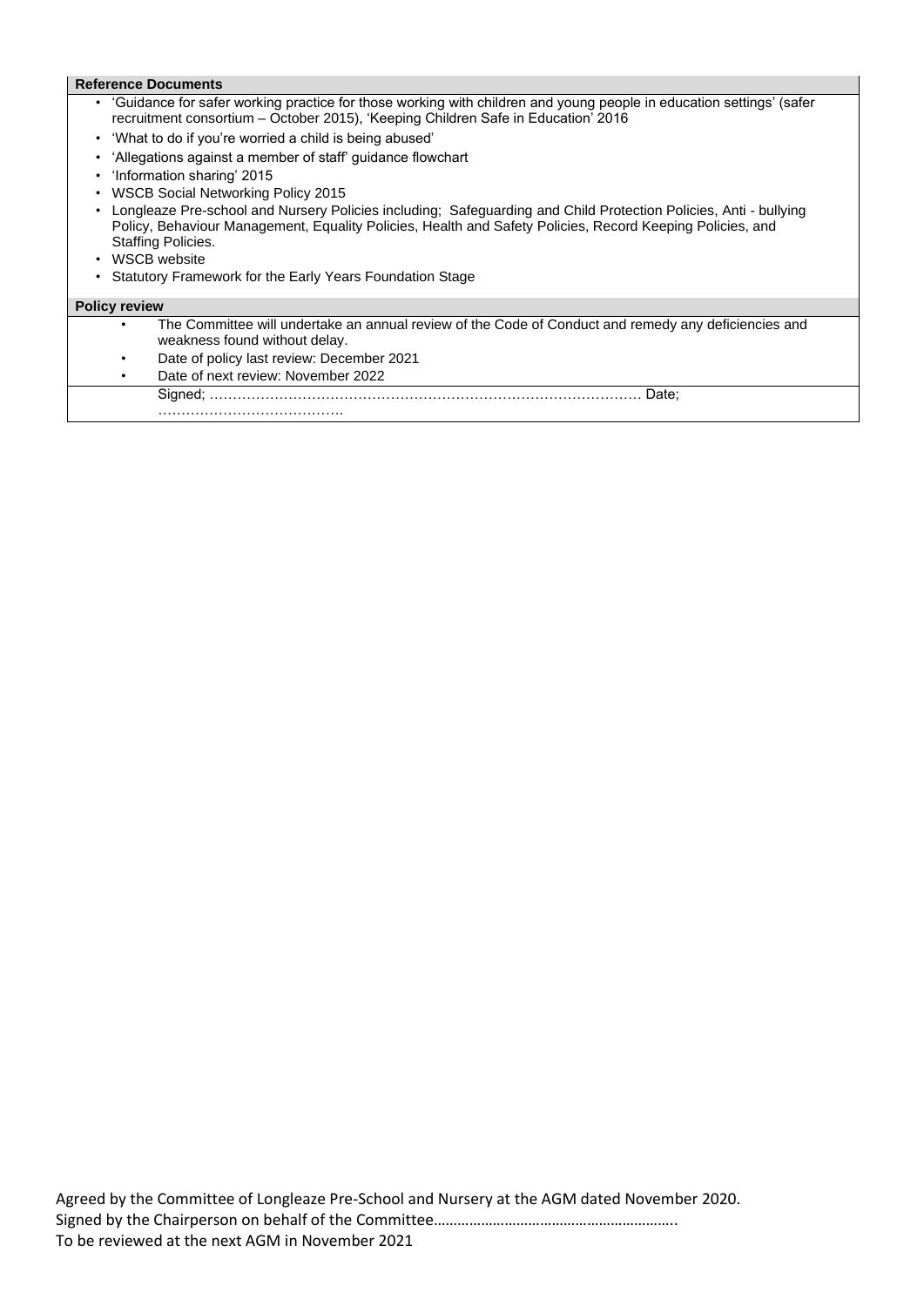**Reference Documents**

- 'Guidance for safer working practice for those working with children and young people in education settings' (safer recruitment consortium – October 2015), 'Keeping Children Safe in Education' 2016
- 'What to do if you're worried a child is being abused'
- 'Allegations against a member of staff' guidance flowchart
- 'Information sharing' 2015
- WSCB Social Networking Policy 2015
- Longleaze Pre-school and Nursery Policies including; Safeguarding and Child Protection Policies, Anti - bullying Policy, Behaviour Management, Equality Policies, Health and Safety Policies, Record Keeping Policies, and Staffing Policies.
- WSCB website
- Statutory Framework for the Early Years Foundation Stage

**Policy review**

- The Committee will undertake an annual review of the Code of Conduct and remedy any deficiencies and weakness found without delay.
- Date of policy last review: December 2021
- Date of next review: November 2022

Signed; …………………………………………………………………………………… Date; …………………………………..

Agreed by the Committee of Longleaze Pre-School and Nursery at the AGM dated November 2020.
Signed by the Chairperson on behalf of the Committee……………………………………………………..
To be reviewed at the next AGM in November 2021